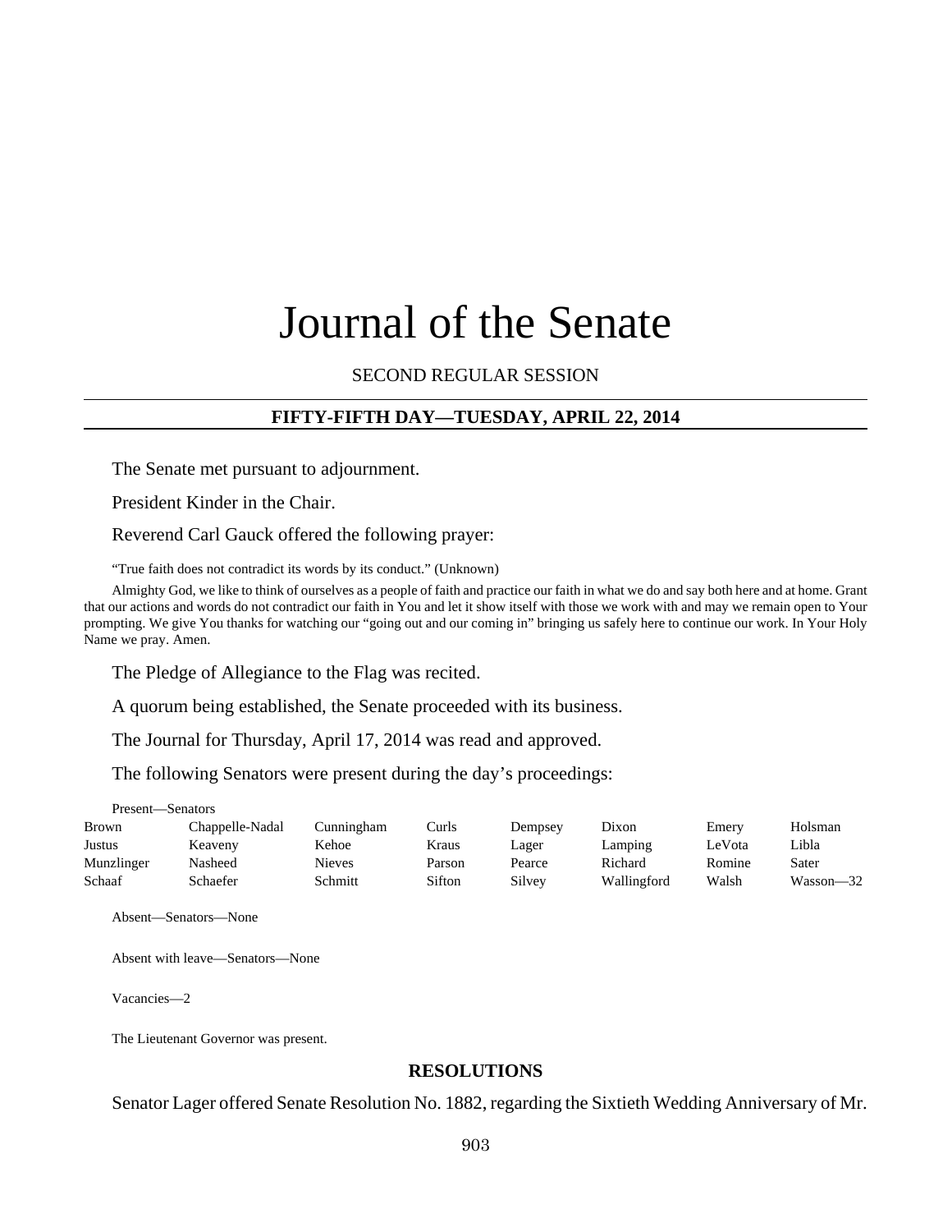# Journal of the Senate

SECOND REGULAR SESSION

## FIFTY-FIFTH DAY—TUESDAY, APRIL 22, 2014

The Senate met pursuant to adjournment.

President Kinder in the Chair.

Reverend Carl Gauck offered the following prayer:

"True faith does not contradict its words by its conduct." (Unknown)

Almighty God, we like to think of ourselves as a people of faith and practice our faith in what we do and say both here and at home. Grant that our actions and words do not contradict our faith in You and let it show itself with those we work with and may we remain open to Your prompting. We give You thanks for watching our "going out and our coming in" bringing us safely here to continue our work. In Your Holy Name we pray. Amen.

The Pledge of Allegiance to the Flag was recited.

A quorum being established, the Senate proceeded with its business.

The Journal for Thursday, April 17, 2014 was read and approved.

The following Senators were present during the day's proceedings:

Present—Senators

| | | | | | | | |
|---|---|---|---|---|---|---|---|
| Brown | Chappelle-Nadal | Cunningham | Curls | Dempsey | Dixon | Emery | Holsman |
| Justus | Keaveny | Kehoe | Kraus | Lager | Lamping | LeVota | Libla |
| Munzlinger | Nasheed | Nieves | Parson | Pearce | Richard | Romine | Sater |
| Schaaf | Schaefer | Schmitt | Sifton | Silvey | Wallingford | Walsh | Wasson—32 |

Absent—Senators—None

Absent with leave—Senators—None

Vacancies—2

The Lieutenant Governor was present.

## RESOLUTIONS

Senator Lager offered Senate Resolution No. 1882, regarding the Sixtieth Wedding Anniversary of Mr.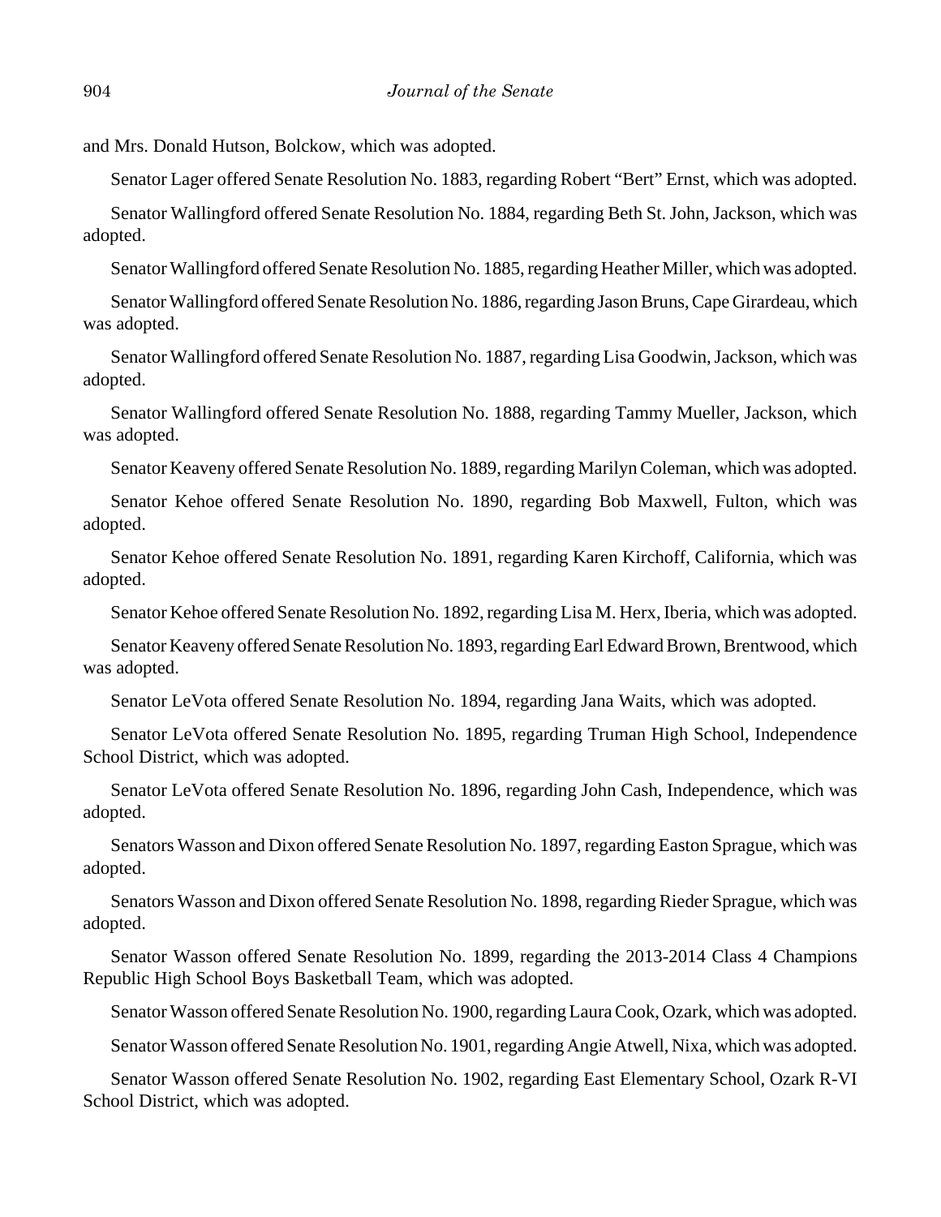and Mrs. Donald Hutson, Bolckow, which was adopted.

Senator Lager offered Senate Resolution No. 1883, regarding Robert “Bert” Ernst, which was adopted.

Senator Wallingford offered Senate Resolution No. 1884, regarding Beth St. John, Jackson, which was adopted.

Senator Wallingford offered Senate Resolution No. 1885, regarding Heather Miller, which was adopted.

Senator Wallingford offered Senate Resolution No. 1886, regarding Jason Bruns, Cape Girardeau, which was adopted.

Senator Wallingford offered Senate Resolution No. 1887, regarding Lisa Goodwin, Jackson, which was adopted.

Senator Wallingford offered Senate Resolution No. 1888, regarding Tammy Mueller, Jackson, which was adopted.

Senator Keaveny offered Senate Resolution No. 1889, regarding Marilyn Coleman, which was adopted.

Senator Kehoe offered Senate Resolution No. 1890, regarding Bob Maxwell, Fulton, which was adopted.

Senator Kehoe offered Senate Resolution No. 1891, regarding Karen Kirchoff, California, which was adopted.

Senator Kehoe offered Senate Resolution No. 1892, regarding Lisa M. Herx, Iberia, which was adopted.

Senator Keaveny offered Senate Resolution No. 1893, regarding Earl Edward Brown, Brentwood, which was adopted.

Senator LeVota offered Senate Resolution No. 1894, regarding Jana Waits, which was adopted.

Senator LeVota offered Senate Resolution No. 1895, regarding Truman High School, Independence School District, which was adopted.

Senator LeVota offered Senate Resolution No. 1896, regarding John Cash, Independence, which was adopted.

Senators Wasson and Dixon offered Senate Resolution No. 1897, regarding Easton Sprague, which was adopted.

Senators Wasson and Dixon offered Senate Resolution No. 1898, regarding Rieder Sprague, which was adopted.

Senator Wasson offered Senate Resolution No. 1899, regarding the 2013-2014 Class 4 Champions Republic High School Boys Basketball Team, which was adopted.

Senator Wasson offered Senate Resolution No. 1900, regarding Laura Cook, Ozark, which was adopted.

Senator Wasson offered Senate Resolution No. 1901, regarding Angie Atwell, Nixa, which was adopted.

Senator Wasson offered Senate Resolution No. 1902, regarding East Elementary School, Ozark R-VI School District, which was adopted.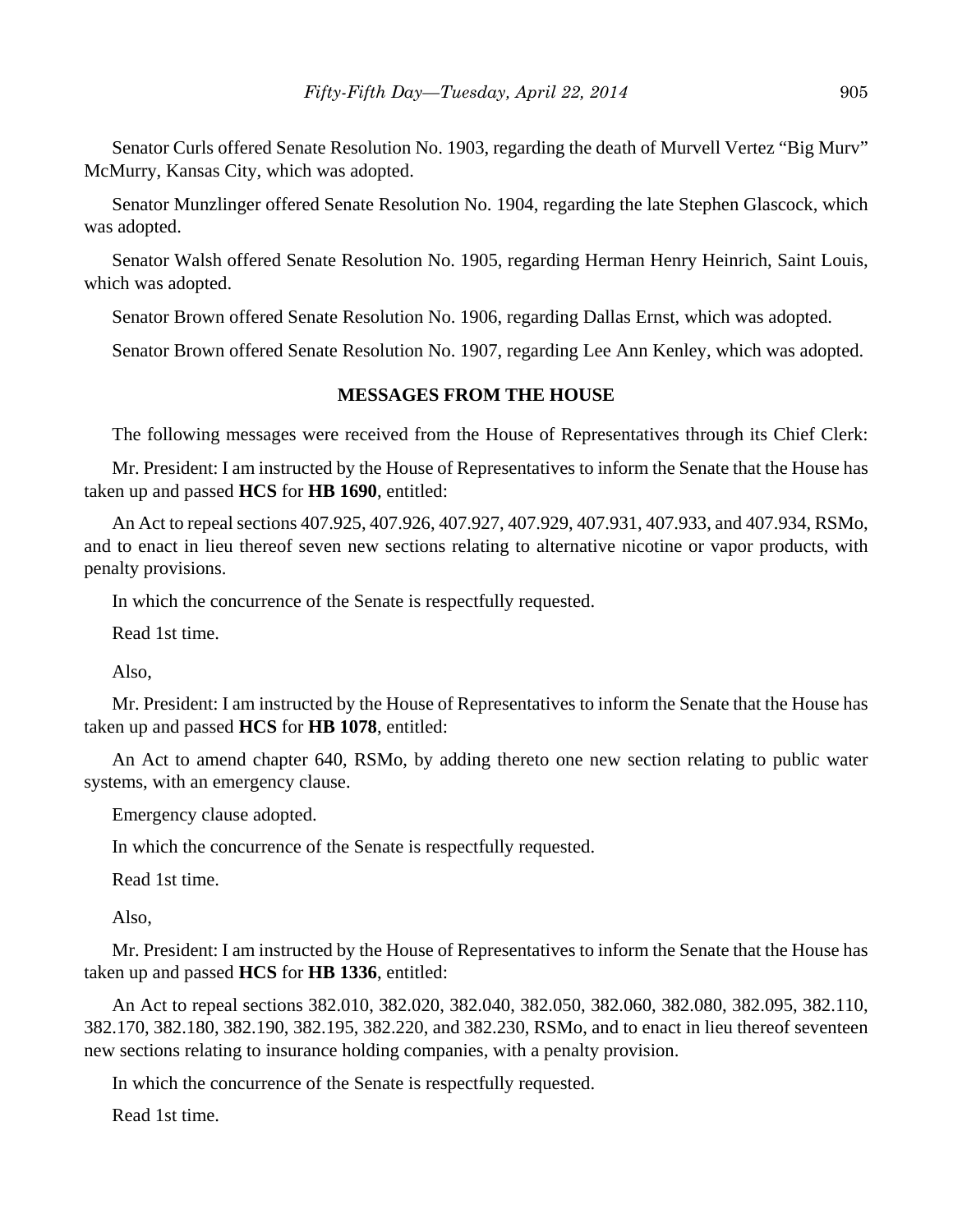Senator Curls offered Senate Resolution No. 1903, regarding the death of Murvell Vertez “Big Murv” McMurry, Kansas City, which was adopted.

Senator Munzlinger offered Senate Resolution No. 1904, regarding the late Stephen Glascock, which was adopted.

Senator Walsh offered Senate Resolution No. 1905, regarding Herman Henry Heinrich, Saint Louis, which was adopted.

Senator Brown offered Senate Resolution No. 1906, regarding Dallas Ernst, which was adopted.

Senator Brown offered Senate Resolution No. 1907, regarding Lee Ann Kenley, which was adopted.

## MESSAGES FROM THE HOUSE

The following messages were received from the House of Representatives through its Chief Clerk:

Mr. President: I am instructed by the House of Representatives to inform the Senate that the House has taken up and passed **HCS** for **HB 1690**, entitled:

An Act to repeal sections 407.925, 407.926, 407.927, 407.929, 407.931, 407.933, and 407.934, RSMo, and to enact in lieu thereof seven new sections relating to alternative nicotine or vapor products, with penalty provisions.

In which the concurrence of the Senate is respectfully requested.

Read 1st time.

Also,

Mr. President: I am instructed by the House of Representatives to inform the Senate that the House has taken up and passed **HCS** for **HB 1078**, entitled:

An Act to amend chapter 640, RSMo, by adding thereto one new section relating to public water systems, with an emergency clause.

Emergency clause adopted.

In which the concurrence of the Senate is respectfully requested.

Read 1st time.

Also,

Mr. President: I am instructed by the House of Representatives to inform the Senate that the House has taken up and passed **HCS** for **HB 1336**, entitled:

An Act to repeal sections 382.010, 382.020, 382.040, 382.050, 382.060, 382.080, 382.095, 382.110, 382.170, 382.180, 382.190, 382.195, 382.220, and 382.230, RSMo, and to enact in lieu thereof seventeen new sections relating to insurance holding companies, with a penalty provision.

In which the concurrence of the Senate is respectfully requested.

Read 1st time.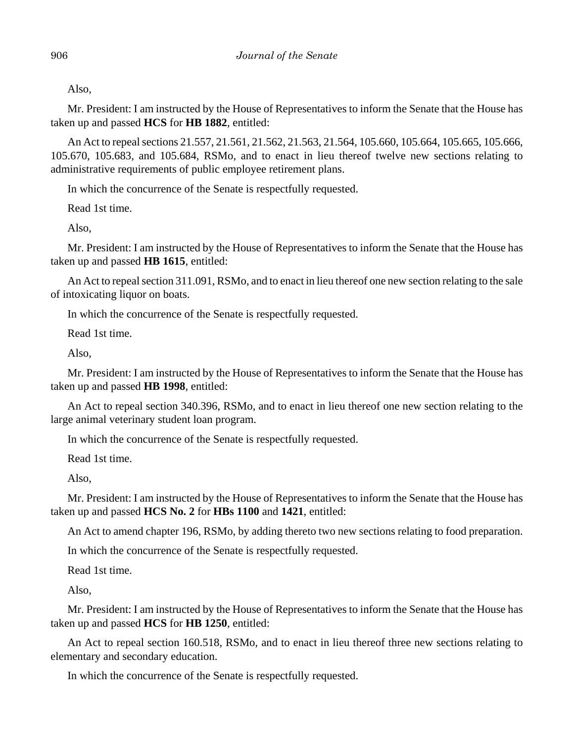Also,

Mr. President: I am instructed by the House of Representatives to inform the Senate that the House has taken up and passed **HCS** for **HB 1882**, entitled:

An Act to repeal sections 21.557, 21.561, 21.562, 21.563, 21.564, 105.660, 105.664, 105.665, 105.666, 105.670, 105.683, and 105.684, RSMo, and to enact in lieu thereof twelve new sections relating to administrative requirements of public employee retirement plans.

In which the concurrence of the Senate is respectfully requested.

Read 1st time.

Also,

Mr. President: I am instructed by the House of Representatives to inform the Senate that the House has taken up and passed **HB 1615**, entitled:

An Act to repeal section 311.091, RSMo, and to enact in lieu thereof one new section relating to the sale of intoxicating liquor on boats.

In which the concurrence of the Senate is respectfully requested.

Read 1st time.

Also,

Mr. President: I am instructed by the House of Representatives to inform the Senate that the House has taken up and passed **HB 1998**, entitled:

An Act to repeal section 340.396, RSMo, and to enact in lieu thereof one new section relating to the large animal veterinary student loan program.

In which the concurrence of the Senate is respectfully requested.

Read 1st time.

Also,

Mr. President: I am instructed by the House of Representatives to inform the Senate that the House has taken up and passed **HCS No. 2** for **HBs 1100** and **1421**, entitled:

An Act to amend chapter 196, RSMo, by adding thereto two new sections relating to food preparation.

In which the concurrence of the Senate is respectfully requested.

Read 1st time.

Also,

Mr. President: I am instructed by the House of Representatives to inform the Senate that the House has taken up and passed **HCS** for **HB 1250**, entitled:

An Act to repeal section 160.518, RSMo, and to enact in lieu thereof three new sections relating to elementary and secondary education.

In which the concurrence of the Senate is respectfully requested.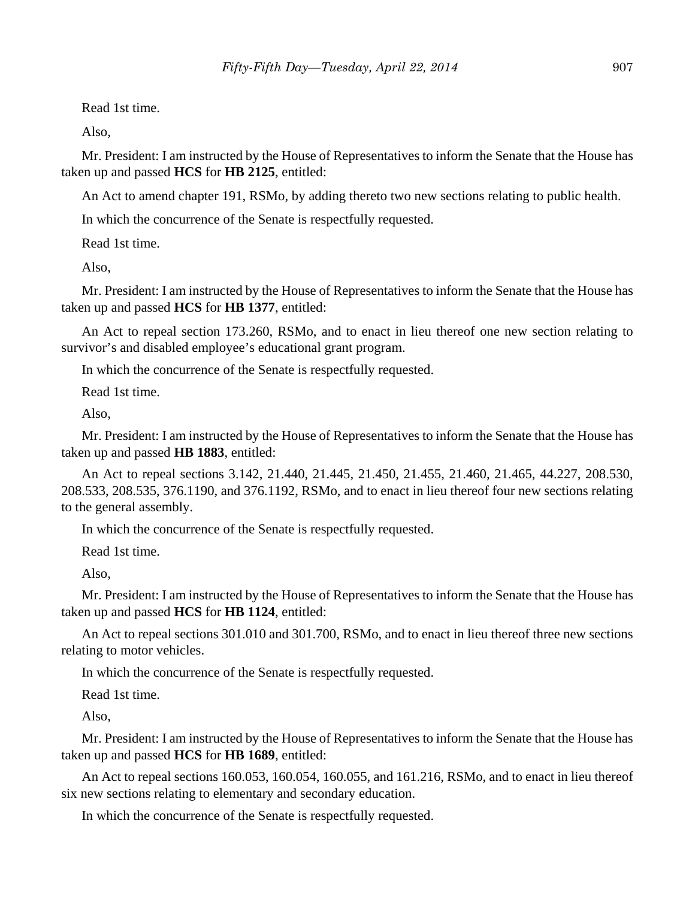Read 1st time.

Also,

Mr. President: I am instructed by the House of Representatives to inform the Senate that the House has taken up and passed **HCS** for **HB 2125**, entitled:

An Act to amend chapter 191, RSMo, by adding thereto two new sections relating to public health.

In which the concurrence of the Senate is respectfully requested.

Read 1st time.

Also,

Mr. President: I am instructed by the House of Representatives to inform the Senate that the House has taken up and passed **HCS** for **HB 1377**, entitled:

An Act to repeal section 173.260, RSMo, and to enact in lieu thereof one new section relating to survivor's and disabled employee's educational grant program.

In which the concurrence of the Senate is respectfully requested.

Read 1st time.

Also,

Mr. President: I am instructed by the House of Representatives to inform the Senate that the House has taken up and passed **HB 1883**, entitled:

An Act to repeal sections 3.142, 21.440, 21.445, 21.450, 21.455, 21.460, 21.465, 44.227, 208.530, 208.533, 208.535, 376.1190, and 376.1192, RSMo, and to enact in lieu thereof four new sections relating to the general assembly.

In which the concurrence of the Senate is respectfully requested.

Read 1st time.

Also,

Mr. President: I am instructed by the House of Representatives to inform the Senate that the House has taken up and passed **HCS** for **HB 1124**, entitled:

An Act to repeal sections 301.010 and 301.700, RSMo, and to enact in lieu thereof three new sections relating to motor vehicles.

In which the concurrence of the Senate is respectfully requested.

Read 1st time.

Also,

Mr. President: I am instructed by the House of Representatives to inform the Senate that the House has taken up and passed **HCS** for **HB 1689**, entitled:

An Act to repeal sections 160.053, 160.054, 160.055, and 161.216, RSMo, and to enact in lieu thereof six new sections relating to elementary and secondary education.

In which the concurrence of the Senate is respectfully requested.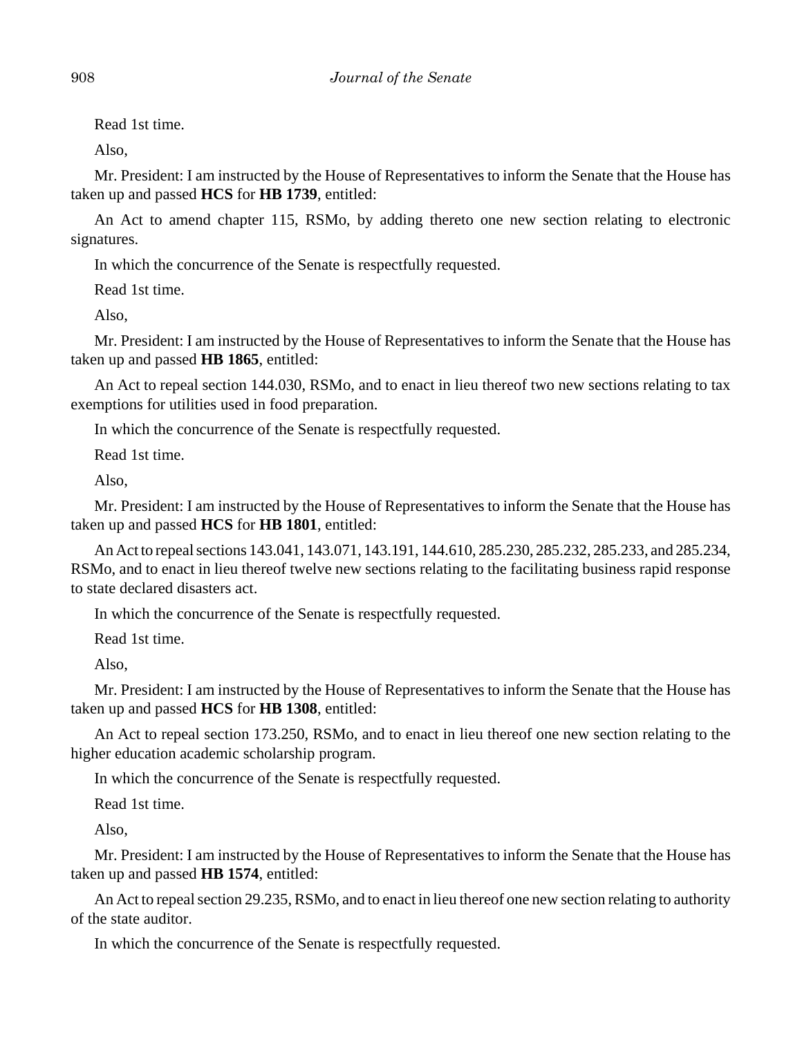Read 1st time.

Also,

Mr. President: I am instructed by the House of Representatives to inform the Senate that the House has taken up and passed **HCS** for **HB 1739**, entitled:

An Act to amend chapter 115, RSMo, by adding thereto one new section relating to electronic signatures.

In which the concurrence of the Senate is respectfully requested.

Read 1st time.

Also,

Mr. President: I am instructed by the House of Representatives to inform the Senate that the House has taken up and passed **HB 1865**, entitled:

An Act to repeal section 144.030, RSMo, and to enact in lieu thereof two new sections relating to tax exemptions for utilities used in food preparation.

In which the concurrence of the Senate is respectfully requested.

Read 1st time.

Also,

Mr. President: I am instructed by the House of Representatives to inform the Senate that the House has taken up and passed **HCS** for **HB 1801**, entitled:

An Act to repeal sections 143.041, 143.071, 143.191, 144.610, 285.230, 285.232, 285.233, and 285.234, RSMo, and to enact in lieu thereof twelve new sections relating to the facilitating business rapid response to state declared disasters act.

In which the concurrence of the Senate is respectfully requested.

Read 1st time.

Also,

Mr. President: I am instructed by the House of Representatives to inform the Senate that the House has taken up and passed **HCS** for **HB 1308**, entitled:

An Act to repeal section 173.250, RSMo, and to enact in lieu thereof one new section relating to the higher education academic scholarship program.

In which the concurrence of the Senate is respectfully requested.

Read 1st time.

Also,

Mr. President: I am instructed by the House of Representatives to inform the Senate that the House has taken up and passed **HB 1574**, entitled:

An Act to repeal section 29.235, RSMo, and to enact in lieu thereof one new section relating to authority of the state auditor.

In which the concurrence of the Senate is respectfully requested.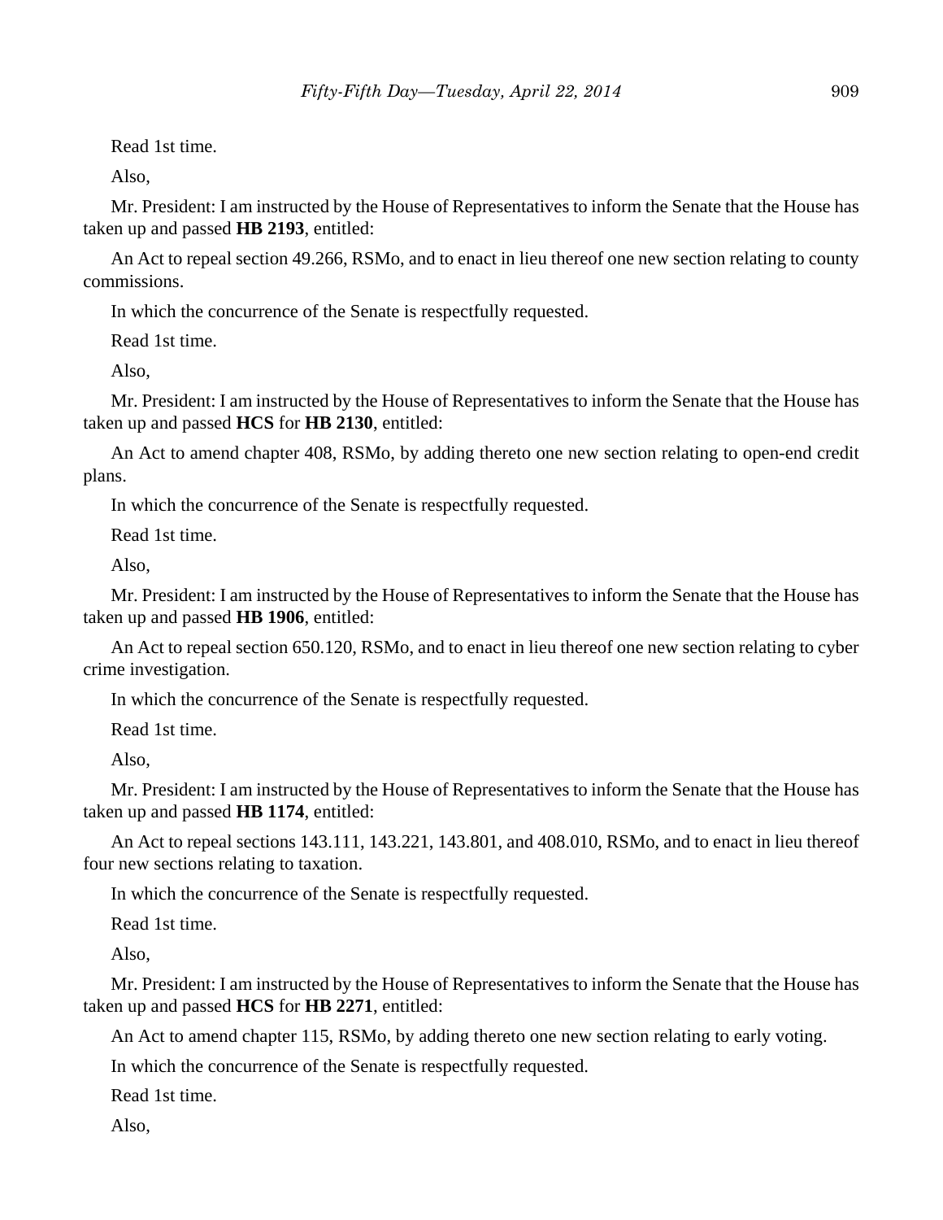Read 1st time.

Also,

Mr. President: I am instructed by the House of Representatives to inform the Senate that the House has taken up and passed **HB 2193**, entitled:

An Act to repeal section 49.266, RSMo, and to enact in lieu thereof one new section relating to county commissions.

In which the concurrence of the Senate is respectfully requested.

Read 1st time.

Also,

Mr. President: I am instructed by the House of Representatives to inform the Senate that the House has taken up and passed **HCS** for **HB 2130**, entitled:

An Act to amend chapter 408, RSMo, by adding thereto one new section relating to open-end credit plans.

In which the concurrence of the Senate is respectfully requested.

Read 1st time.

Also,

Mr. President: I am instructed by the House of Representatives to inform the Senate that the House has taken up and passed **HB 1906**, entitled:

An Act to repeal section 650.120, RSMo, and to enact in lieu thereof one new section relating to cyber crime investigation.

In which the concurrence of the Senate is respectfully requested.

Read 1st time.

Also,

Mr. President: I am instructed by the House of Representatives to inform the Senate that the House has taken up and passed **HB 1174**, entitled:

An Act to repeal sections 143.111, 143.221, 143.801, and 408.010, RSMo, and to enact in lieu thereof four new sections relating to taxation.

In which the concurrence of the Senate is respectfully requested.

Read 1st time.

Also,

Mr. President: I am instructed by the House of Representatives to inform the Senate that the House has taken up and passed **HCS** for **HB 2271**, entitled:

An Act to amend chapter 115, RSMo, by adding thereto one new section relating to early voting.

In which the concurrence of the Senate is respectfully requested.

Read 1st time.

Also,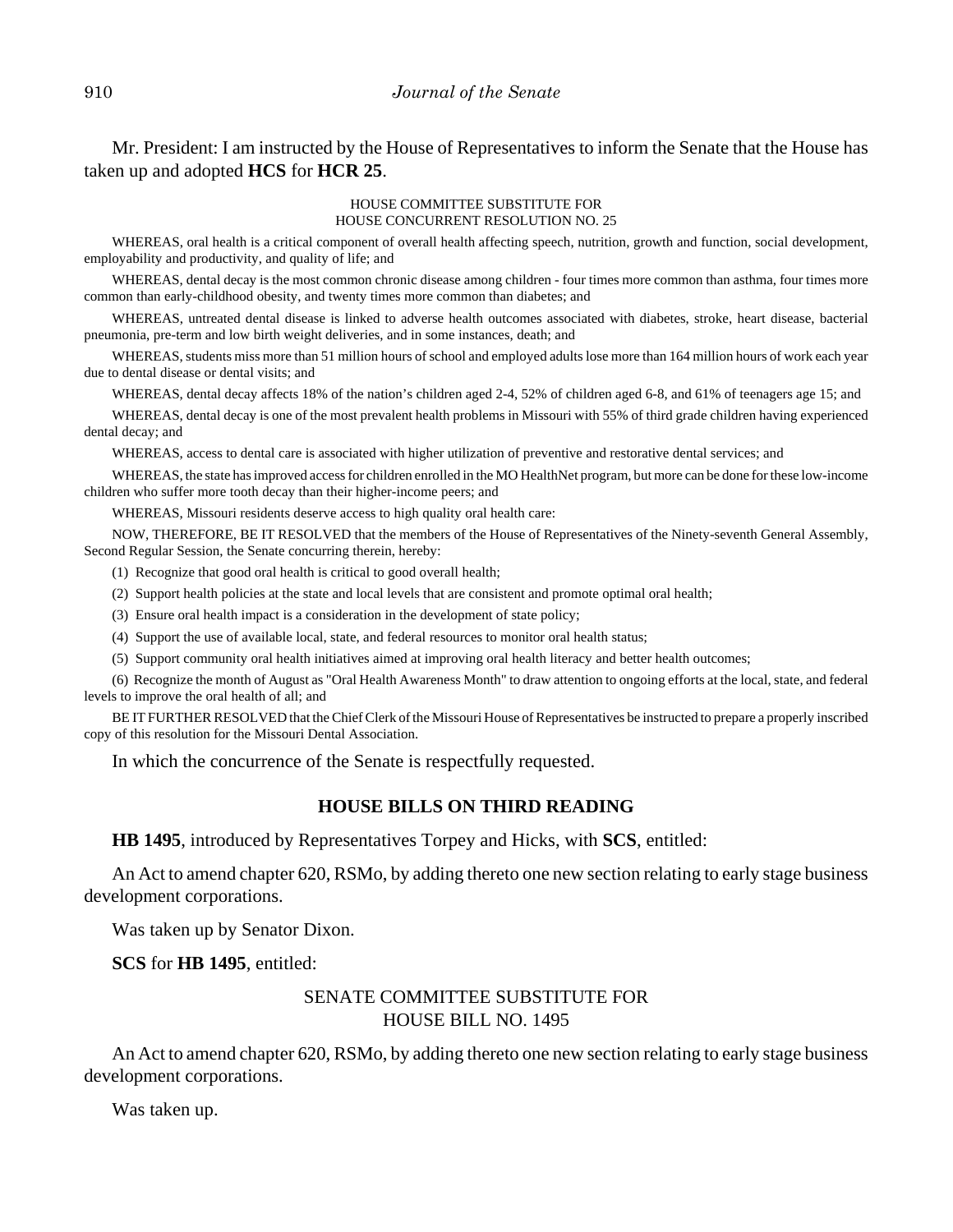Mr. President: I am instructed by the House of Representatives to inform the Senate that the House has taken up and adopted **HCS** for **HCR 25**.

HOUSE COMMITTEE SUBSTITUTE FOR
HOUSE CONCURRENT RESOLUTION NO. 25

WHEREAS, oral health is a critical component of overall health affecting speech, nutrition, growth and function, social development, employability and productivity, and quality of life; and

WHEREAS, dental decay is the most common chronic disease among children - four times more common than asthma, four times more common than early-childhood obesity, and twenty times more common than diabetes; and

WHEREAS, untreated dental disease is linked to adverse health outcomes associated with diabetes, stroke, heart disease, bacterial pneumonia, pre-term and low birth weight deliveries, and in some instances, death; and

WHEREAS, students miss more than 51 million hours of school and employed adults lose more than 164 million hours of work each year due to dental disease or dental visits; and

WHEREAS, dental decay affects 18% of the nation's children aged 2-4, 52% of children aged 6-8, and 61% of teenagers age 15; and

WHEREAS, dental decay is one of the most prevalent health problems in Missouri with 55% of third grade children having experienced dental decay; and

WHEREAS, access to dental care is associated with higher utilization of preventive and restorative dental services; and

WHEREAS, the state has improved access for children enrolled in the MO HealthNet program, but more can be done for these low-income children who suffer more tooth decay than their higher-income peers; and

WHEREAS, Missouri residents deserve access to high quality oral health care:

NOW, THEREFORE, BE IT RESOLVED that the members of the House of Representatives of the Ninety-seventh General Assembly, Second Regular Session, the Senate concurring therein, hereby:

(1) Recognize that good oral health is critical to good overall health;

(2) Support health policies at the state and local levels that are consistent and promote optimal oral health;

(3) Ensure oral health impact is a consideration in the development of state policy;

(4) Support the use of available local, state, and federal resources to monitor oral health status;

(5) Support community oral health initiatives aimed at improving oral health literacy and better health outcomes;

(6) Recognize the month of August as "Oral Health Awareness Month" to draw attention to ongoing efforts at the local, state, and federal levels to improve the oral health of all; and

BE IT FURTHER RESOLVED that the Chief Clerk of the Missouri House of Representatives be instructed to prepare a properly inscribed copy of this resolution for the Missouri Dental Association.

In which the concurrence of the Senate is respectfully requested.

## HOUSE BILLS ON THIRD READING

**HB 1495**, introduced by Representatives Torpey and Hicks, with **SCS**, entitled:

An Act to amend chapter 620, RSMo, by adding thereto one new section relating to early stage business development corporations.

Was taken up by Senator Dixon.

**SCS** for **HB 1495**, entitled:

SENATE COMMITTEE SUBSTITUTE FOR
HOUSE BILL NO. 1495

An Act to amend chapter 620, RSMo, by adding thereto one new section relating to early stage business development corporations.

Was taken up.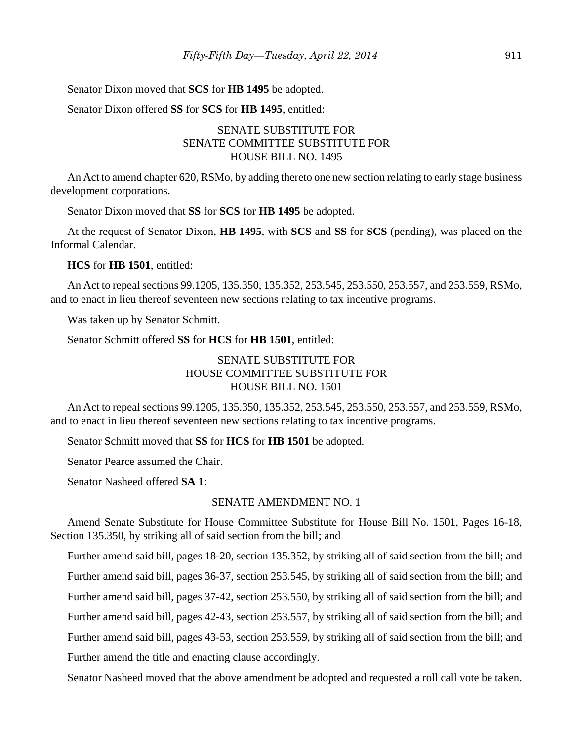Senator Dixon moved that **SCS** for **HB 1495** be adopted.

Senator Dixon offered **SS** for **SCS** for **HB 1495**, entitled:

SENATE SUBSTITUTE FOR
SENATE COMMITTEE SUBSTITUTE FOR
HOUSE BILL NO. 1495

An Act to amend chapter 620, RSMo, by adding thereto one new section relating to early stage business development corporations.

Senator Dixon moved that **SS** for **SCS** for **HB 1495** be adopted.

At the request of Senator Dixon, **HB 1495**, with **SCS** and **SS** for **SCS** (pending), was placed on the Informal Calendar.

**HCS** for **HB 1501**, entitled:

An Act to repeal sections 99.1205, 135.350, 135.352, 253.545, 253.550, 253.557, and 253.559, RSMo, and to enact in lieu thereof seventeen new sections relating to tax incentive programs.

Was taken up by Senator Schmitt.

Senator Schmitt offered **SS** for **HCS** for **HB 1501**, entitled:

SENATE SUBSTITUTE FOR
HOUSE COMMITTEE SUBSTITUTE FOR
HOUSE BILL NO. 1501

An Act to repeal sections 99.1205, 135.350, 135.352, 253.545, 253.550, 253.557, and 253.559, RSMo, and to enact in lieu thereof seventeen new sections relating to tax incentive programs.

Senator Schmitt moved that **SS** for **HCS** for **HB 1501** be adopted.

Senator Pearce assumed the Chair.

Senator Nasheed offered **SA 1**:

SENATE AMENDMENT NO. 1

Amend Senate Substitute for House Committee Substitute for House Bill No. 1501, Pages 16-18, Section 135.350, by striking all of said section from the bill; and

Further amend said bill, pages 18-20, section 135.352, by striking all of said section from the bill; and

Further amend said bill, pages 36-37, section 253.545, by striking all of said section from the bill; and

Further amend said bill, pages 37-42, section 253.550, by striking all of said section from the bill; and

Further amend said bill, pages 42-43, section 253.557, by striking all of said section from the bill; and

Further amend said bill, pages 43-53, section 253.559, by striking all of said section from the bill; and

Further amend the title and enacting clause accordingly.

Senator Nasheed moved that the above amendment be adopted and requested a roll call vote be taken.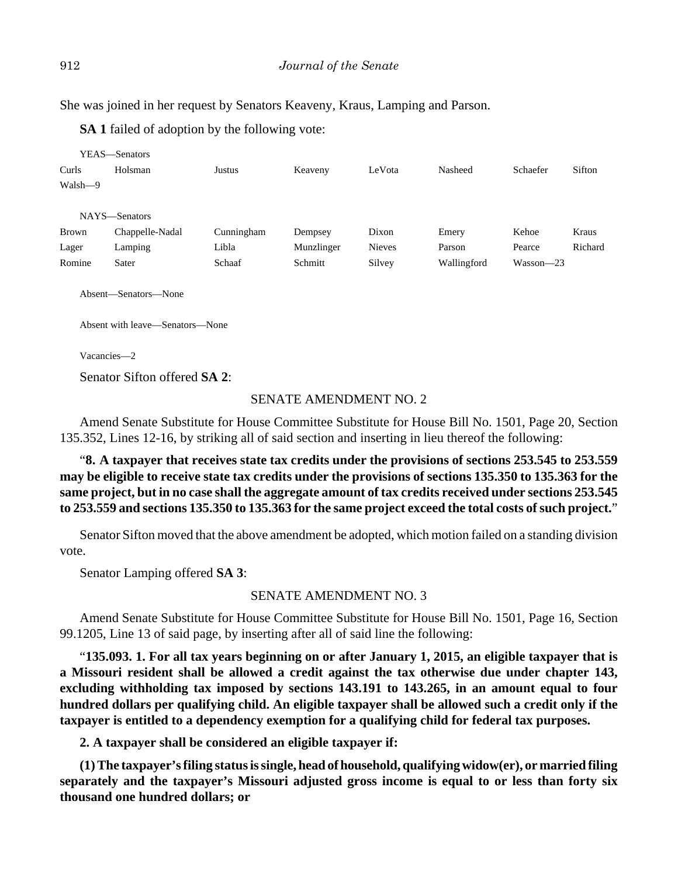She was joined in her request by Senators Keaveny, Kraus, Lamping and Parson.

**SA 1** failed of adoption by the following vote:

YEAS—Senators

| | | | | | | | |
|---|---|---|---|---|---|---|---|
| Curls | Holsman | Justus | Keaveny | LeVota | Nasheed | Schaefer | Sifton |
| Walsh—9 | | | | | | | |

NAYS—Senators

| | | | | | | | |
|---|---|---|---|---|---|---|---|
| Brown | Chappelle-Nadal | Cunningham | Dempsey | Dixon | Emery | Kehoe | Kraus |
| Lager | Lamping | Libla | Munzlinger | Nieves | Parson | Pearce | Richard |
| Romine | Sater | Schaaf | Schmitt | Silvey | Wallingford | Wasson—23 | |

Absent—Senators—None

Absent with leave—Senators—None

Vacancies—2

Senator Sifton offered **SA 2**:

SENATE AMENDMENT NO. 2

Amend Senate Substitute for House Committee Substitute for House Bill No. 1501, Page 20, Section 135.352, Lines 12-16, by striking all of said section and inserting in lieu thereof the following:

"**8. A taxpayer that receives state tax credits under the provisions of sections 253.545 to 253.559 may be eligible to receive state tax credits under the provisions of sections 135.350 to 135.363 for the same project, but in no case shall the aggregate amount of tax credits received under sections 253.545 to 253.559 and sections 135.350 to 135.363 for the same project exceed the total costs of such project.**"

Senator Sifton moved that the above amendment be adopted, which motion failed on a standing division vote.

Senator Lamping offered **SA 3**:

SENATE AMENDMENT NO. 3

Amend Senate Substitute for House Committee Substitute for House Bill No. 1501, Page 16, Section 99.1205, Line 13 of said page, by inserting after all of said line the following:

"**135.093. 1. For all tax years beginning on or after January 1, 2015, an eligible taxpayer that is a Missouri resident shall be allowed a credit against the tax otherwise due under chapter 143, excluding withholding tax imposed by sections 143.191 to 143.265, in an amount equal to four hundred dollars per qualifying child. An eligible taxpayer shall be allowed such a credit only if the taxpayer is entitled to a dependency exemption for a qualifying child for federal tax purposes.**

**2. A taxpayer shall be considered an eligible taxpayer if:**

**(1) The taxpayer's filing status is single, head of household, qualifying widow(er), or married filing separately and the taxpayer's Missouri adjusted gross income is equal to or less than forty six thousand one hundred dollars; or**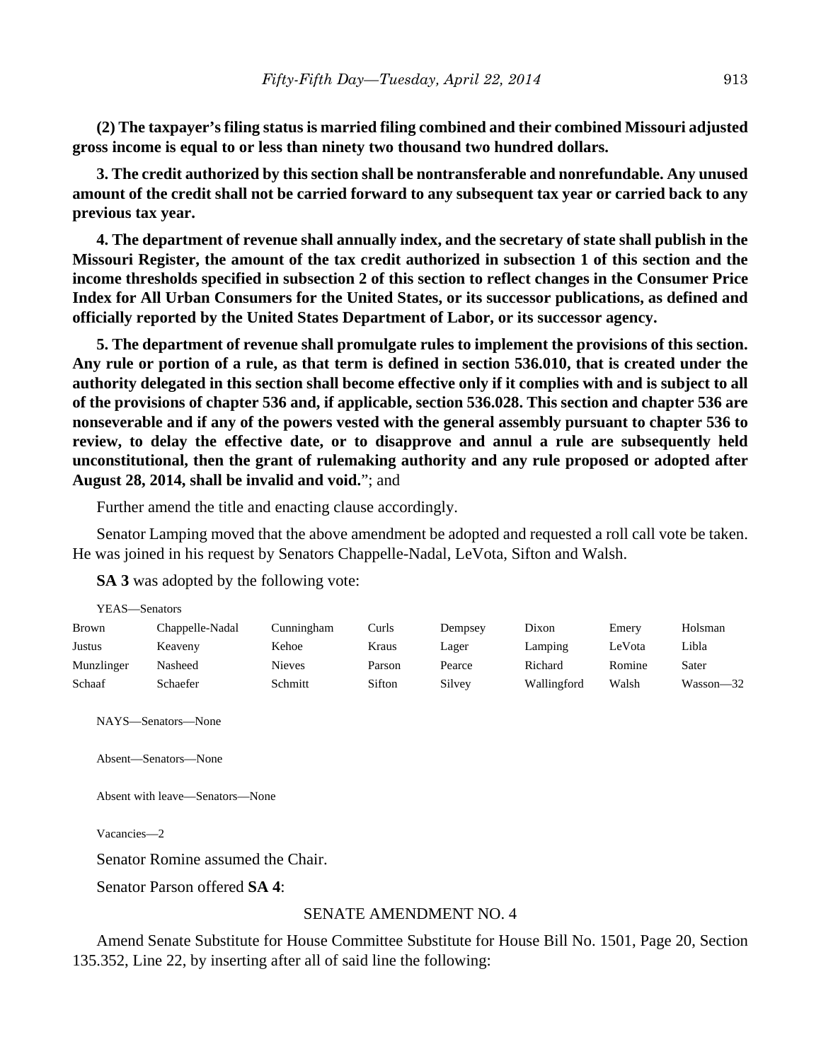**(2) The taxpayer's filing status is married filing combined and their combined Missouri adjusted gross income is equal to or less than ninety two thousand two hundred dollars.**

**3. The credit authorized by this section shall be nontransferable and nonrefundable. Any unused amount of the credit shall not be carried forward to any subsequent tax year or carried back to any previous tax year.**

**4. The department of revenue shall annually index, and the secretary of state shall publish in the Missouri Register, the amount of the tax credit authorized in subsection 1 of this section and the income thresholds specified in subsection 2 of this section to reflect changes in the Consumer Price Index for All Urban Consumers for the United States, or its successor publications, as defined and officially reported by the United States Department of Labor, or its successor agency.**

**5. The department of revenue shall promulgate rules to implement the provisions of this section. Any rule or portion of a rule, as that term is defined in section 536.010, that is created under the authority delegated in this section shall become effective only if it complies with and is subject to all of the provisions of chapter 536 and, if applicable, section 536.028. This section and chapter 536 are nonseverable and if any of the powers vested with the general assembly pursuant to chapter 536 to review, to delay the effective date, or to disapprove and annul a rule are subsequently held unconstitutional, then the grant of rulemaking authority and any rule proposed or adopted after August 28, 2014, shall be invalid and void.**"; and

Further amend the title and enacting clause accordingly.

Senator Lamping moved that the above amendment be adopted and requested a roll call vote be taken. He was joined in his request by Senators Chappelle-Nadal, LeVota, Sifton and Walsh.

**SA 3** was adopted by the following vote:

YEAS—Senators

| | | | | | | | |
|---|---|---|---|---|---|---|---|
| Brown | Chappelle-Nadal | Cunningham | Curls | Dempsey | Dixon | Emery | Holsman |
| Justus | Keaveny | Kehoe | Kraus | Lager | Lamping | LeVota | Libla |
| Munzlinger | Nasheed | Nieves | Parson | Pearce | Richard | Romine | Sater |
| Schaaf | Schaefer | Schmitt | Sifton | Silvey | Wallingford | Walsh | Wasson—32 |

NAYS—Senators—None

Absent—Senators—None

Absent with leave—Senators—None

Vacancies—2

Senator Romine assumed the Chair.

Senator Parson offered **SA 4**:

SENATE AMENDMENT NO. 4

Amend Senate Substitute for House Committee Substitute for House Bill No. 1501, Page 20, Section 135.352, Line 22, by inserting after all of said line the following: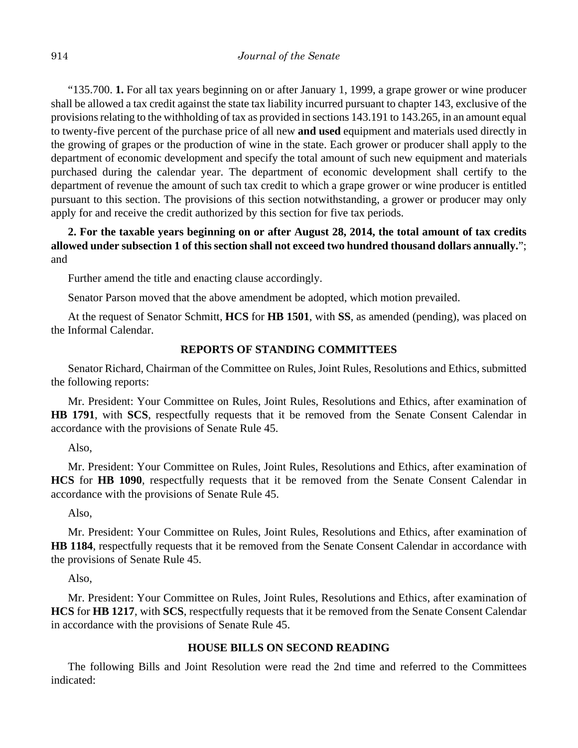"135.700. **1.** For all tax years beginning on or after January 1, 1999, a grape grower or wine producer shall be allowed a tax credit against the state tax liability incurred pursuant to chapter 143, exclusive of the provisions relating to the withholding of tax as provided in sections 143.191 to 143.265, in an amount equal to twenty-five percent of the purchase price of all new **and used** equipment and materials used directly in the growing of grapes or the production of wine in the state. Each grower or producer shall apply to the department of economic development and specify the total amount of such new equipment and materials purchased during the calendar year. The department of economic development shall certify to the department of revenue the amount of such tax credit to which a grape grower or wine producer is entitled pursuant to this section. The provisions of this section notwithstanding, a grower or producer may only apply for and receive the credit authorized by this section for five tax periods.

**2. For the taxable years beginning on or after August 28, 2014, the total amount of tax credits allowed under subsection 1 of this section shall not exceed two hundred thousand dollars annually.**"; and

Further amend the title and enacting clause accordingly.

Senator Parson moved that the above amendment be adopted, which motion prevailed.

At the request of Senator Schmitt, **HCS** for **HB 1501**, with **SS**, as amended (pending), was placed on the Informal Calendar.

## REPORTS OF STANDING COMMITTEES

Senator Richard, Chairman of the Committee on Rules, Joint Rules, Resolutions and Ethics, submitted the following reports:

Mr. President: Your Committee on Rules, Joint Rules, Resolutions and Ethics, after examination of **HB 1791**, with **SCS**, respectfully requests that it be removed from the Senate Consent Calendar in accordance with the provisions of Senate Rule 45.

Also,

Mr. President: Your Committee on Rules, Joint Rules, Resolutions and Ethics, after examination of **HCS** for **HB 1090**, respectfully requests that it be removed from the Senate Consent Calendar in accordance with the provisions of Senate Rule 45.

Also,

Mr. President: Your Committee on Rules, Joint Rules, Resolutions and Ethics, after examination of **HB 1184**, respectfully requests that it be removed from the Senate Consent Calendar in accordance with the provisions of Senate Rule 45.

Also,

Mr. President: Your Committee on Rules, Joint Rules, Resolutions and Ethics, after examination of **HCS** for **HB 1217**, with **SCS**, respectfully requests that it be removed from the Senate Consent Calendar in accordance with the provisions of Senate Rule 45.

## HOUSE BILLS ON SECOND READING

The following Bills and Joint Resolution were read the 2nd time and referred to the Committees indicated: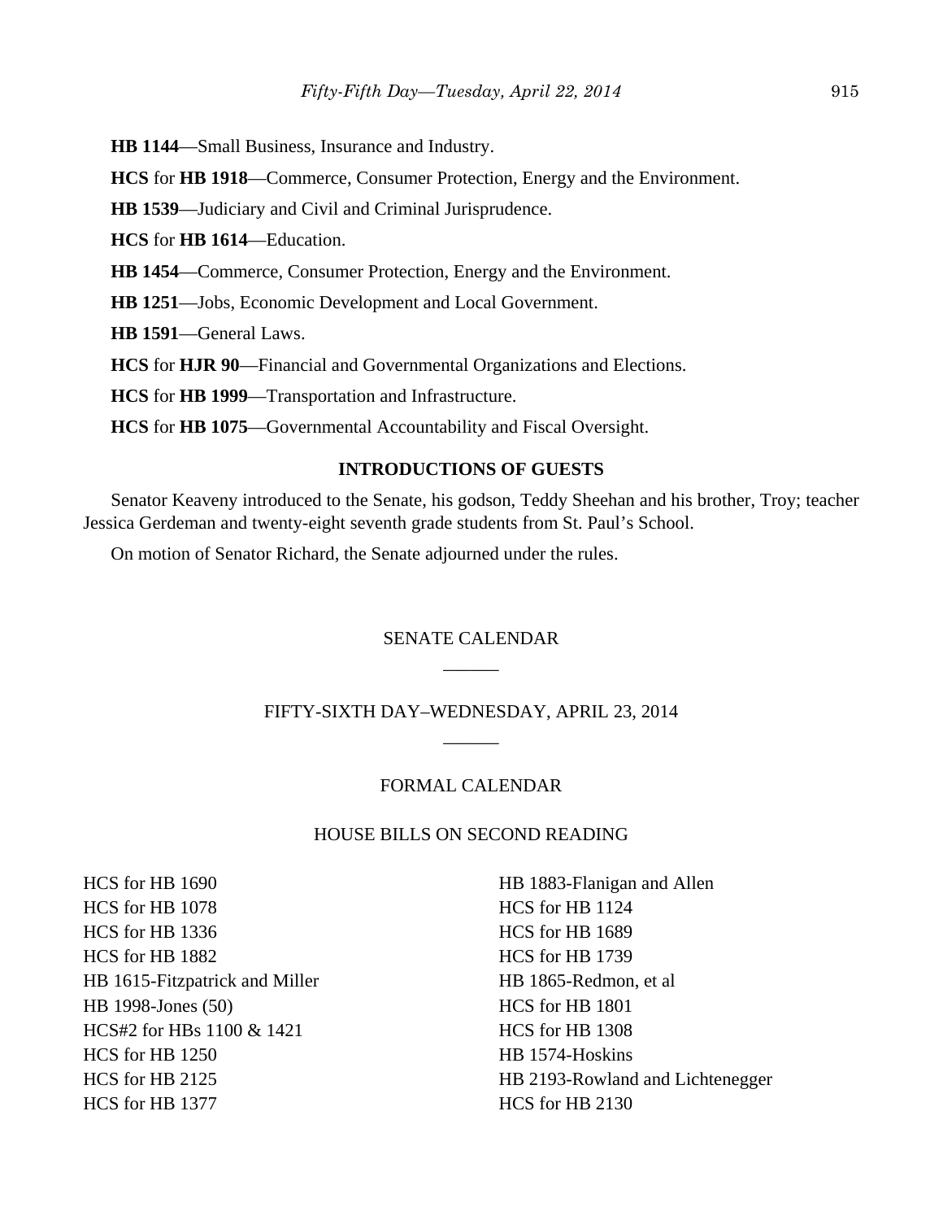**HB 1144**—Small Business, Insurance and Industry.

**HCS** for **HB 1918**—Commerce, Consumer Protection, Energy and the Environment.

**HB 1539**—Judiciary and Civil and Criminal Jurisprudence.

**HCS** for **HB 1614**—Education.

**HB 1454**—Commerce, Consumer Protection, Energy and the Environment.

**HB 1251**—Jobs, Economic Development and Local Government.

**HB 1591**—General Laws.

**HCS** for **HJR 90**—Financial and Governmental Organizations and Elections.

**HCS** for **HB 1999**—Transportation and Infrastructure.

**HCS** for **HB 1075**—Governmental Accountability and Fiscal Oversight.

## INTRODUCTIONS OF GUESTS

Senator Keaveny introduced to the Senate, his godson, Teddy Sheehan and his brother, Troy; teacher Jessica Gerdeman and twenty-eight seventh grade students from St. Paul's School.

On motion of Senator Richard, the Senate adjourned under the rules.

## SENATE CALENDAR

______

## FIFTY-SIXTH DAY–WEDNESDAY, APRIL 23, 2014

______

## FORMAL CALENDAR

### HOUSE BILLS ON SECOND READING

HCS for HB 1690
HCS for HB 1078
HCS for HB 1336
HCS for HB 1882
HB 1615-Fitzpatrick and Miller
HB 1998-Jones (50)
HCS#2 for HBs 1100 & 1421
HCS for HB 1250
HCS for HB 2125
HCS for HB 1377
HB 1883-Flanigan and Allen
HCS for HB 1124
HCS for HB 1689
HCS for HB 1739
HB 1865-Redmon, et al
HCS for HB 1801
HCS for HB 1308
HB 1574-Hoskins
HB 2193-Rowland and Lichtenegger
HCS for HB 2130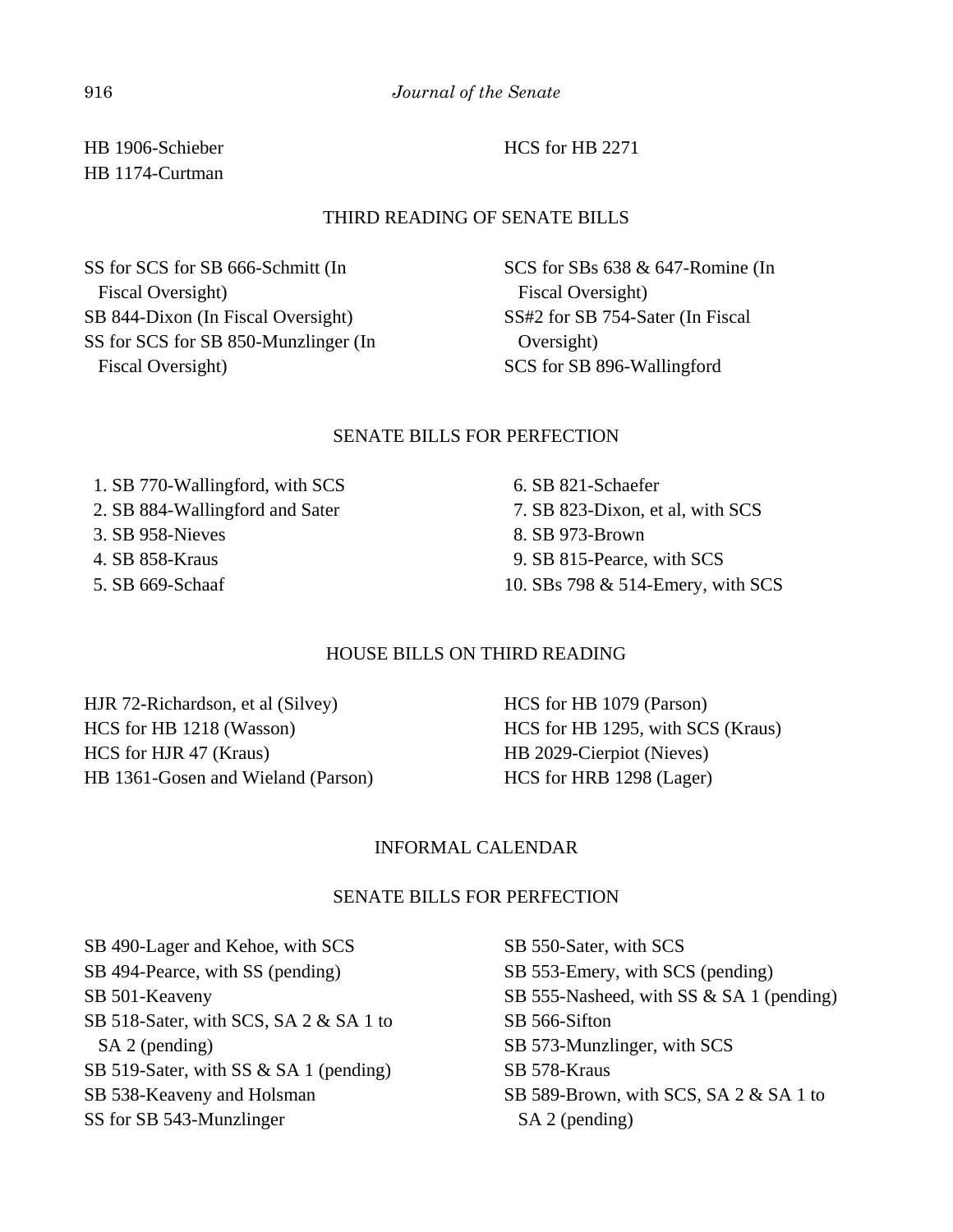HB 1906-Schieber

HB 1174-Curtman

HCS for HB 2271

## THIRD READING OF SENATE BILLS

SS for SCS for SB 666-Schmitt (In Fiscal Oversight)

SB 844-Dixon (In Fiscal Oversight)

SS for SCS for SB 850-Munzlinger (In Fiscal Oversight)

SCS for SBs 638 & 647-Romine (In Fiscal Oversight)

SS#2 for SB 754-Sater (In Fiscal Oversight)

SCS for SB 896-Wallingford

## SENATE BILLS FOR PERFECTION

1. SB 770-Wallingford, with SCS
2. SB 884-Wallingford and Sater
3. SB 958-Nieves
4. SB 858-Kraus
5. SB 669-Schaaf
6. SB 821-Schaefer
7. SB 823-Dixon, et al, with SCS
8. SB 973-Brown
9. SB 815-Pearce, with SCS
10. SBs 798 & 514-Emery, with SCS

## HOUSE BILLS ON THIRD READING

HJR 72-Richardson, et al (Silvey)

HCS for HB 1218 (Wasson)

HCS for HJR 47 (Kraus)

HB 1361-Gosen and Wieland (Parson)

HCS for HB 1079 (Parson)

HCS for HB 1295, with SCS (Kraus)

HB 2029-Cierpiot (Nieves)

HCS for HRB 1298 (Lager)

## INFORMAL CALENDAR

## SENATE BILLS FOR PERFECTION

SB 490-Lager and Kehoe, with SCS

SB 494-Pearce, with SS (pending)

SB 501-Keaveny

SB 518-Sater, with SCS, SA 2 & SA 1 to SA 2 (pending)

SB 519-Sater, with SS & SA 1 (pending)

SB 538-Keaveny and Holsman

SS for SB 543-Munzlinger

SB 550-Sater, with SCS

SB 553-Emery, with SCS (pending)

SB 555-Nasheed, with SS & SA 1 (pending)

SB 566-Sifton

SB 573-Munzlinger, with SCS

SB 578-Kraus

SB 589-Brown, with SCS, SA 2 & SA 1 to SA 2 (pending)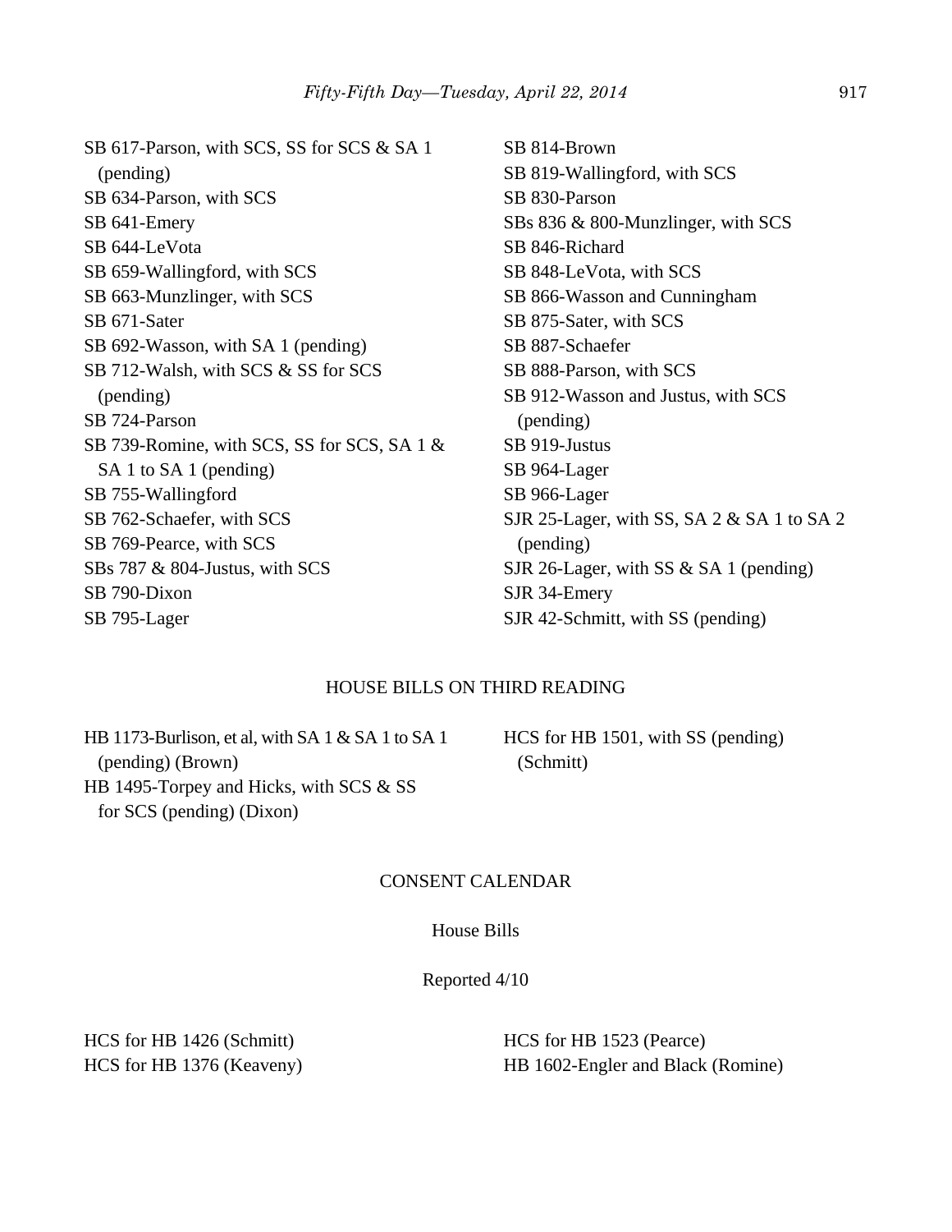SB 617-Parson, with SCS, SS for SCS & SA 1 (pending)
SB 634-Parson, with SCS
SB 641-Emery
SB 644-LeVota
SB 659-Wallingford, with SCS
SB 663-Munzlinger, with SCS
SB 671-Sater
SB 692-Wasson, with SA 1 (pending)
SB 712-Walsh, with SCS & SS for SCS (pending)
SB 724-Parson
SB 739-Romine, with SCS, SS for SCS, SA 1 & SA 1 to SA 1 (pending)
SB 755-Wallingford
SB 762-Schaefer, with SCS
SB 769-Pearce, with SCS
SBs 787 & 804-Justus, with SCS
SB 790-Dixon
SB 795-Lager
SB 814-Brown
SB 819-Wallingford, with SCS
SB 830-Parson
SBs 836 & 800-Munzlinger, with SCS
SB 846-Richard
SB 848-LeVota, with SCS
SB 866-Wasson and Cunningham
SB 875-Sater, with SCS
SB 887-Schaefer
SB 888-Parson, with SCS
SB 912-Wasson and Justus, with SCS (pending)
SB 919-Justus
SB 964-Lager
SB 966-Lager
SJR 25-Lager, with SS, SA 2 & SA 1 to SA 2 (pending)
SJR 26-Lager, with SS & SA 1 (pending)
SJR 34-Emery
SJR 42-Schmitt, with SS (pending)

HOUSE BILLS ON THIRD READING

HB 1173-Burlison, et al, with SA 1 & SA 1 to SA 1 (pending) (Brown)
HB 1495-Torpey and Hicks, with SCS & SS for SCS (pending) (Dixon)
HCS for HB 1501, with SS (pending) (Schmitt)

CONSENT CALENDAR

House Bills

Reported 4/10

HCS for HB 1426 (Schmitt)
HCS for HB 1376 (Keaveny)
HCS for HB 1523 (Pearce)
HB 1602-Engler and Black (Romine)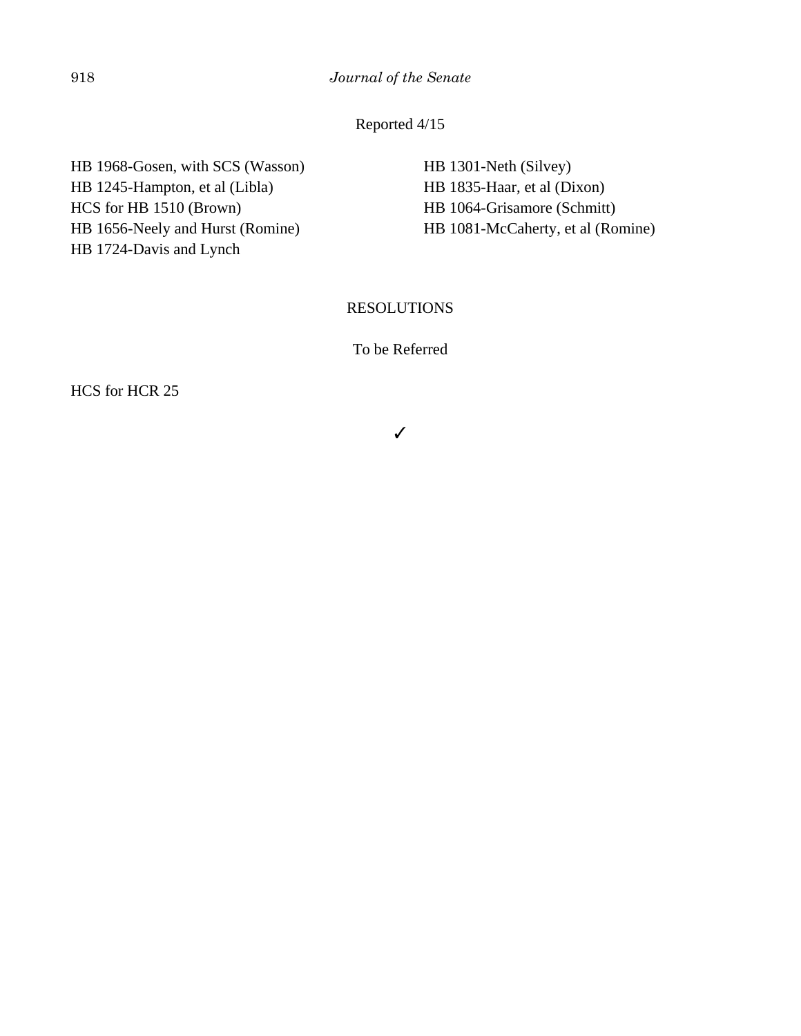Reported 4/15

HB 1968-Gosen, with SCS (Wasson)
HB 1245-Hampton, et al (Libla)
HCS for HB 1510 (Brown)
HB 1656-Neely and Hurst (Romine)
HB 1724-Davis and Lynch
HB 1301-Neth (Silvey)
HB 1835-Haar, et al (Dixon)
HB 1064-Grisamore (Schmitt)
HB 1081-McCaherty, et al (Romine)

RESOLUTIONS

To be Referred

HCS for HCR 25

✓